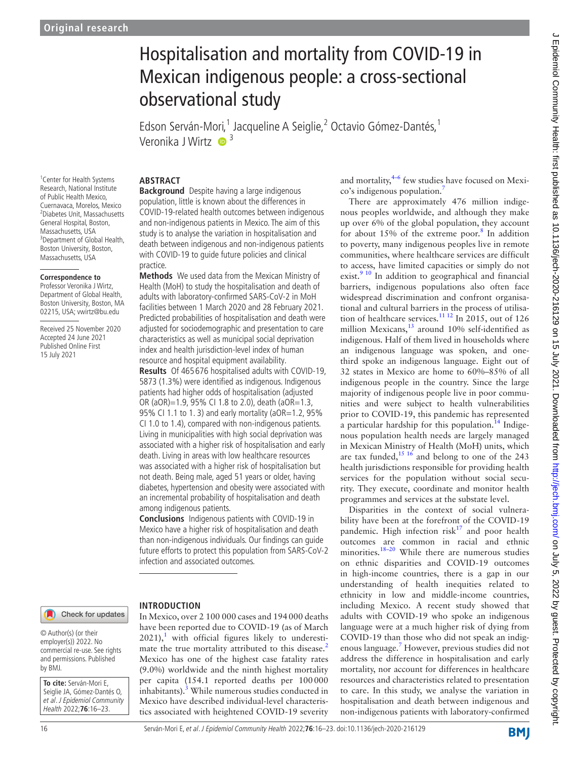Original research

# Hospitalisation and mortality from COVID-19 in Mexican indigenous people: a cross-sectional observational study

Edson Serván-Mori,[1] Jacqueline A Seiglie,[2] Octavio Gómez-Dantés,[1] Veronika J Wirtz[3]

[1]Center for Health Systems Research, National Institute of Public Health Mexico, Cuernavaca, Morelos, Mexico
[2]Diabetes Unit, Massachusetts General Hospital, Boston, Massachusetts, USA
[3]Department of Global Health, Boston University, Boston, Massachusetts, USA

**Correspondence to**
Professor Veronika J Wirtz, Department of Global Health, Boston University, Boston, MA 02215, USA; vwirtz@bu.edu

Received 25 November 2020
Accepted 24 June 2021
Published Online First 15 July 2021

## ABSTRACT

**Background** Despite having a large indigenous population, little is known about the differences in COVID-19-related health outcomes between indigenous and non-indigenous patients in Mexico. The aim of this study is to analyse the variation in hospitalisation and death between indigenous and non-indigenous patients with COVID-19 to guide future policies and clinical practice.

**Methods** We used data from the Mexican Ministry of Health (MoH) to study the hospitalisation and death of adults with laboratory-confirmed SARS-CoV-2 in MoH facilities between 1 March 2020 and 28 February 2021. Predicted probabilities of hospitalisation and death were adjusted for sociodemographic and presentation to care characteristics as well as municipal social deprivation index and health jurisdiction-level index of human resource and hospital equipment availability.

**Results** Of 465 676 hospitalised adults with COVID-19, 5873 (1.3%) were identified as indigenous. Indigenous patients had higher odds of hospitalisation (adjusted OR (aOR)=1.9, 95% CI 1.8 to 2.0), death (aOR=1.3, 95% CI 1.1 to 1. 3) and early mortality (aOR=1.2, 95% CI 1.0 to 1.4), compared with non-indigenous patients. Living in municipalities with high social deprivation was associated with a higher risk of hospitalisation and early death. Living in areas with low healthcare resources was associated with a higher risk of hospitalisation but not death. Being male, aged 51 years or older, having diabetes, hypertension and obesity were associated with an incremental probability of hospitalisation and death among indigenous patients.

**Conclusions** Indigenous patients with COVID-19 in Mexico have a higher risk of hospitalisation and death than non-indigenous individuals. Our findings can guide future efforts to protect this population from SARS-CoV-2 infection and associated outcomes.

© Author(s) (or their employer(s)) 2022. No commercial re-use. See rights and permissions. Published by BMJ.

**To cite:** Serván-Mori E, Seiglie JA, Gómez-Dantés O, et al. *J Epidemiol Community Health* 2022;**76**:16–23.

## INTRODUCTION

In Mexico, over 2 100 000 cases and 194 000 deaths have been reported due to COVID-19 (as of March 2021),[1] with official figures likely to underestimate the true mortality attributed to this disease.[2] Mexico has one of the highest case fatality rates (9.0%) worldwide and the ninth highest mortality per capita (154.1 reported deaths per 100 000 inhabitants).[3] While numerous studies conducted in Mexico have described individual-level characteristics associated with heightened COVID-19 severity and mortality,[4–6] few studies have focused on Mexico's indigenous population.[7]

There are approximately 476 million indigenous peoples worldwide, and although they make up over 6% of the global population, they account for about 15% of the extreme poor.[8] In addition to poverty, many indigenous peoples live in remote communities, where healthcare services are difficult to access, have limited capacities or simply do not exist.[9 10] In addition to geographical and financial barriers, indigenous populations also often face widespread discrimination and confront organisational and cultural barriers in the process of utilisation of healthcare services.[11 12] In 2015, out of 126 million Mexicans,[13] around 10% self-identified as indigenous. Half of them lived in households where an indigenous language was spoken, and one-third spoke an indigenous language. Eight out of 32 states in Mexico are home to 60%–85% of all indigenous people in the country. Since the large majority of indigenous people live in poor communities and were subject to health vulnerabilities prior to COVID-19, this pandemic has represented a particular hardship for this population.[14] Indigenous population health needs are largely managed in Mexican Ministry of Health (MoH) units, which are tax funded,[15 16] and belong to one of the 243 health jurisdictions responsible for providing health services for the population without social security. They execute, coordinate and monitor health programmes and services at the substate level.

Disparities in the context of social vulnerability have been at the forefront of the COVID-19 pandemic. High infection risk[17] and poor health outcomes are common in racial and ethnic minorities.[18–20] While there are numerous studies on ethnic disparities and COVID-19 outcomes in high-income countries, there is a gap in our understanding of health inequities related to ethnicity in low and middle-income countries, including Mexico. A recent study showed that adults with COVID-19 who spoke an indigenous language were at a much higher risk of dying from COVID-19 than those who did not speak an indigenous language.[7] However, previous studies did not address the difference in hospitalisation and early mortality, nor account for differences in healthcare resources and characteristics related to presentation to care. In this study, we analyse the variation in hospitalisation and death between indigenous and non-indigenous patients with laboratory-confirmed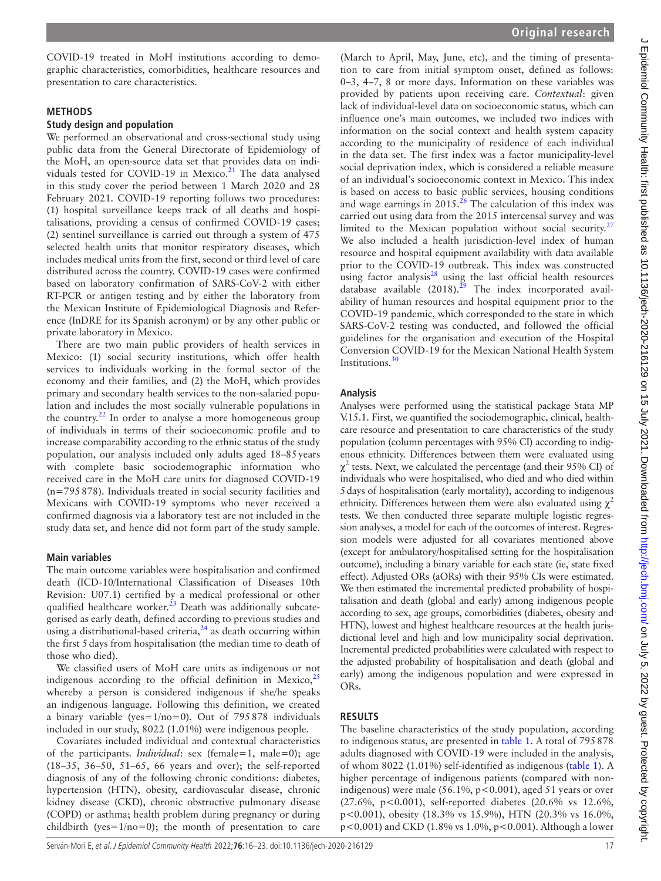COVID-19 treated in MoH institutions according to demographic characteristics, comorbidities, healthcare resources and presentation to care characteristics.

## METHODS

### Study design and population

We performed an observational and cross-sectional study using public data from the General Directorate of Epidemiology of the MoH, an open-source data set that provides data on individuals tested for COVID-19 in Mexico.[21] The data analysed in this study cover the period between 1 March 2020 and 28 February 2021. COVID-19 reporting follows two procedures: (1) hospital surveillance keeps track of all deaths and hospitalisations, providing a census of confirmed COVID-19 cases; (2) sentinel surveillance is carried out through a system of 475 selected health units that monitor respiratory diseases, which includes medical units from the first, second or third level of care distributed across the country. COVID-19 cases were confirmed based on laboratory confirmation of SARS-CoV-2 with either RT-PCR or antigen testing and by either the laboratory from the Mexican Institute of Epidemiological Diagnosis and Reference (InDRE for its Spanish acronym) or by any other public or private laboratory in Mexico.

There are two main public providers of health services in Mexico: (1) social security institutions, which offer health services to individuals working in the formal sector of the economy and their families, and (2) the MoH, which provides primary and secondary health services to the non-salaried population and includes the most socially vulnerable populations in the country.[22] In order to analyse a more homogeneous group of individuals in terms of their socioeconomic profile and to increase comparability according to the ethnic status of the study population, our analysis included only adults aged 18–85 years with complete basic sociodemographic information who received care in the MoH care units for diagnosed COVID-19 (n=795 878). Individuals treated in social security facilities and Mexicans with COVID-19 symptoms who never received a confirmed diagnosis via a laboratory test are not included in the study data set, and hence did not form part of the study sample.

### Main variables

The main outcome variables were hospitalisation and confirmed death (ICD-10/International Classification of Diseases 10th Revision: U07.1) certified by a medical professional or other qualified healthcare worker.[23] Death was additionally subcategorised as early death, defined according to previous studies and using a distributional-based criteria,[24] as death occurring within the first 5 days from hospitalisation (the median time to death of those who died).

We classified users of MoH care units as indigenous or not indigenous according to the official definition in Mexico,[25] whereby a person is considered indigenous if she/he speaks an indigenous language. Following this definition, we created a binary variable (yes=1/no=0). Out of 795 878 individuals included in our study, 8022 (1.01%) were indigenous people.

Covariates included individual and contextual characteristics of the participants. *Individual*: sex (female=1, male=0); age (18–35, 36–50, 51–65, 66 years and over); the self-reported diagnosis of any of the following chronic conditions: diabetes, hypertension (HTN), obesity, cardiovascular disease, chronic kidney disease (CKD), chronic obstructive pulmonary disease (COPD) or asthma; health problem during pregnancy or during childbirth (yes=1/no=0); the month of presentation to care (March to April, May, June, etc), and the timing of presentation to care from initial symptom onset, defined as follows: 0–3, 4–7, 8 or more days. Information on these variables was provided by patients upon receiving care. *Contextual*: given lack of individual-level data on socioeconomic status, which can influence one's main outcomes, we included two indices with information on the social context and health system capacity according to the municipality of residence of each individual in the data set. The first index was a factor municipality-level social deprivation index, which is considered a reliable measure of an individual's socioeconomic context in Mexico. This index is based on access to basic public services, housing conditions and wage earnings in 2015.[26] The calculation of this index was carried out using data from the 2015 intercensal survey and was limited to the Mexican population without social security.[27] We also included a health jurisdiction-level index of human resource and hospital equipment availability with data available prior to the COVID-19 outbreak. This index was constructed using factor analysis[28] using the last official health resources database available (2018).[29] The index incorporated availability of human resources and hospital equipment prior to the COVID-19 pandemic, which corresponded to the state in which SARS-CoV-2 testing was conducted, and followed the official guidelines for the organisation and execution of the Hospital Conversion COVID-19 for the Mexican National Health System Institutions.[30]

### Analysis

Analyses were performed using the statistical package Stata MP V.15.1. First, we quantified the sociodemographic, clinical, healthcare resource and presentation to care characteristics of the study population (column percentages with 95% CI) according to indigenous ethnicity. Differences between them were evaluated using $\chi^2$ tests. Next, we calculated the percentage (and their 95% CI) of individuals who were hospitalised, who died and who died within 5 days of hospitalisation (early mortality), according to indigenous ethnicity. Differences between them were also evaluated using $\chi^2$ tests. We then conducted three separate multiple logistic regression analyses, a model for each of the outcomes of interest. Regression models were adjusted for all covariates mentioned above (except for ambulatory/hospitalised setting for the hospitalisation outcome), including a binary variable for each state (ie, state fixed effect). Adjusted ORs (aORs) with their 95% CIs were estimated. We then estimated the incremental predicted probability of hospitalisation and death (global and early) among indigenous people according to sex, age groups, comorbidities (diabetes, obesity and HTN), lowest and highest healthcare resources at the health jurisdictional level and high and low municipality social deprivation. Incremental predicted probabilities were calculated with respect to the adjusted probability of hospitalisation and death (global and early) among the indigenous population and were expressed in ORs.

## RESULTS

The baseline characteristics of the study population, according to indigenous status, are presented in table 1. A total of 795 878 adults diagnosed with COVID-19 were included in the analysis, of whom 8022 (1.01%) self-identified as indigenous (table 1). A higher percentage of indigenous patients (compared with non-indigenous) were male (56.1%, $p<0.001$), aged 51 years or over (27.6%, $p<0.001$), self-reported diabetes (20.6% vs 12.6%, $p<0.001$), obesity (18.3% vs 15.9%), HTN (20.3% vs 16.0%, $p<0.001$) and CKD (1.8% vs 1.0%, $p<0.001$). Although a lower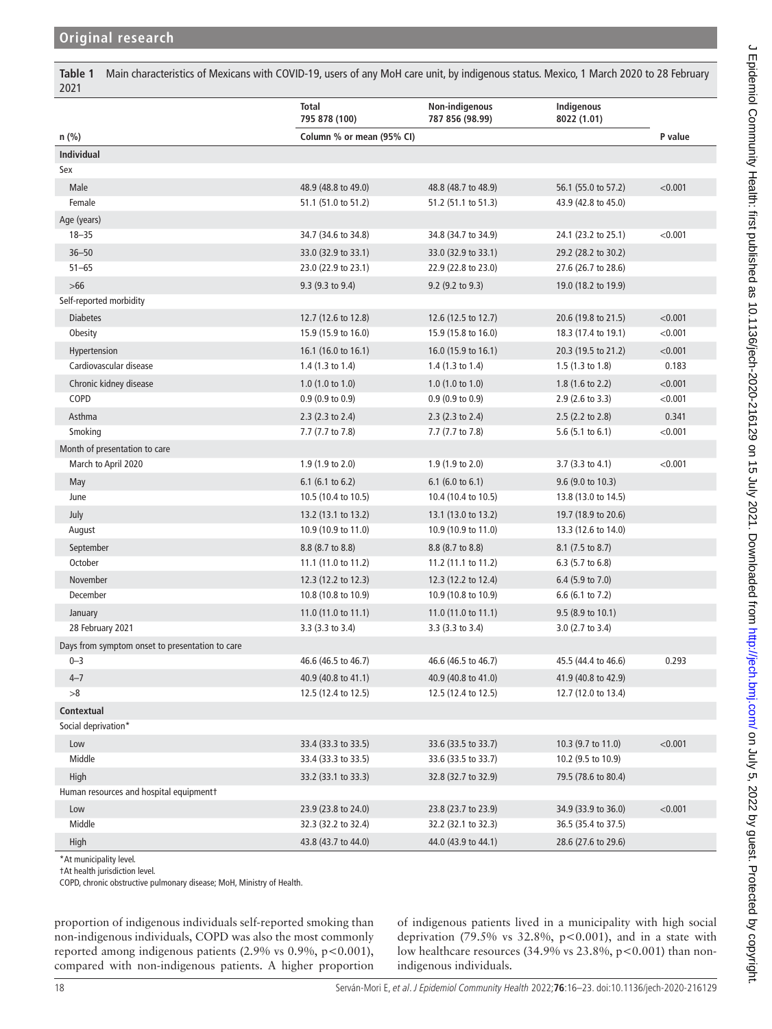**Table 1** Main characteristics of Mexicans with COVID-19, users of any MoH care unit, by indigenous status. Mexico, 1 March 2020 to 28 February 2021

| | Total 795 878 (100) | Non-indigenous 787 856 (98.99) | Indigenous 8022 (1.01) | |
|---|---|---|---|---|
| n (%) | Column % or mean (95% CI) | | | P value |
| **Individual** | | | | |
| Sex | | | | |
| Male | 48.9 (48.8 to 49.0) | 48.8 (48.7 to 48.9) | 56.1 (55.0 to 57.2) | <0.001 |
| Female | 51.1 (51.0 to 51.2) | 51.2 (51.1 to 51.3) | 43.9 (42.8 to 45.0) | |
| Age (years) | | | | |
| 18–35 | 34.7 (34.6 to 34.8) | 34.8 (34.7 to 34.9) | 24.1 (23.2 to 25.1) | <0.001 |
| 36–50 | 33.0 (32.9 to 33.1) | 33.0 (32.9 to 33.1) | 29.2 (28.2 to 30.2) | |
| 51–65 | 23.0 (22.9 to 23.1) | 22.9 (22.8 to 23.0) | 27.6 (26.7 to 28.6) | |
| >66 | 9.3 (9.3 to 9.4) | 9.2 (9.2 to 9.3) | 19.0 (18.2 to 19.9) | |
| Self-reported morbidity | | | | |
| Diabetes | 12.7 (12.6 to 12.8) | 12.6 (12.5 to 12.7) | 20.6 (19.8 to 21.5) | <0.001 |
| Obesity | 15.9 (15.9 to 16.0) | 15.9 (15.8 to 16.0) | 18.3 (17.4 to 19.1) | <0.001 |
| Hypertension | 16.1 (16.0 to 16.1) | 16.0 (15.9 to 16.1) | 20.3 (19.5 to 21.2) | <0.001 |
| Cardiovascular disease | 1.4 (1.3 to 1.4) | 1.4 (1.3 to 1.4) | 1.5 (1.3 to 1.8) | 0.183 |
| Chronic kidney disease | 1.0 (1.0 to 1.0) | 1.0 (1.0 to 1.0) | 1.8 (1.6 to 2.2) | <0.001 |
| COPD | 0.9 (0.9 to 0.9) | 0.9 (0.9 to 0.9) | 2.9 (2.6 to 3.3) | <0.001 |
| Asthma | 2.3 (2.3 to 2.4) | 2.3 (2.3 to 2.4) | 2.5 (2.2 to 2.8) | 0.341 |
| Smoking | 7.7 (7.7 to 7.8) | 7.7 (7.7 to 7.8) | 5.6 (5.1 to 6.1) | <0.001 |
| Month of presentation to care | | | | |
| March to April 2020 | 1.9 (1.9 to 2.0) | 1.9 (1.9 to 2.0) | 3.7 (3.3 to 4.1) | <0.001 |
| May | 6.1 (6.1 to 6.2) | 6.1 (6.0 to 6.1) | 9.6 (9.0 to 10.3) | |
| June | 10.5 (10.4 to 10.5) | 10.4 (10.4 to 10.5) | 13.8 (13.0 to 14.5) | |
| July | 13.2 (13.1 to 13.2) | 13.1 (13.0 to 13.2) | 19.7 (18.9 to 20.6) | |
| August | 10.9 (10.9 to 11.0) | 10.9 (10.9 to 11.0) | 13.3 (12.6 to 14.0) | |
| September | 8.8 (8.7 to 8.8) | 8.8 (8.7 to 8.8) | 8.1 (7.5 to 8.7) | |
| October | 11.1 (11.0 to 11.2) | 11.2 (11.1 to 11.2) | 6.3 (5.7 to 6.8) | |
| November | 12.3 (12.2 to 12.3) | 12.3 (12.2 to 12.4) | 6.4 (5.9 to 7.0) | |
| December | 10.8 (10.8 to 10.9) | 10.9 (10.8 to 10.9) | 6.6 (6.1 to 7.2) | |
| January | 11.0 (11.0 to 11.1) | 11.0 (11.0 to 11.1) | 9.5 (8.9 to 10.1) | |
| 28 February 2021 | 3.3 (3.3 to 3.4) | 3.3 (3.3 to 3.4) | 3.0 (2.7 to 3.4) | |
| Days from symptom onset to presentation to care | | | | |
| 0–3 | 46.6 (46.5 to 46.7) | 46.6 (46.5 to 46.7) | 45.5 (44.4 to 46.6) | 0.293 |
| 4–7 | 40.9 (40.8 to 41.1) | 40.9 (40.8 to 41.0) | 41.9 (40.8 to 42.9) | |
| >8 | 12.5 (12.4 to 12.5) | 12.5 (12.4 to 12.5) | 12.7 (12.0 to 13.4) | |
| **Contextual** | | | | |
| Social deprivation* | | | | |
| Low | 33.4 (33.3 to 33.5) | 33.6 (33.5 to 33.7) | 10.3 (9.7 to 11.0) | <0.001 |
| Middle | 33.4 (33.3 to 33.5) | 33.6 (33.5 to 33.7) | 10.2 (9.5 to 10.9) | |
| High | 33.2 (33.1 to 33.3) | 32.8 (32.7 to 32.9) | 79.5 (78.6 to 80.4) | |
| Human resources and hospital equipment† | | | | |
| Low | 23.9 (23.8 to 24.0) | 23.8 (23.7 to 23.9) | 34.9 (33.9 to 36.0) | <0.001 |
| Middle | 32.3 (32.2 to 32.4) | 32.2 (32.1 to 32.3) | 36.5 (35.4 to 37.5) | |
| High | 43.8 (43.7 to 44.0) | 44.0 (43.9 to 44.1) | 28.6 (27.6 to 29.6) | |

*At municipality level.
†At health jurisdiction level.
COPD, chronic obstructive pulmonary disease; MoH, Ministry of Health.

proportion of indigenous individuals self-reported smoking than non-indigenous individuals, COPD was also the most commonly reported among indigenous patients (2.9% vs 0.9%, p<0.001), compared with non-indigenous patients. A higher proportion of indigenous patients lived in a municipality with high social deprivation (79.5% vs 32.8%, p<0.001), and in a state with low healthcare resources (34.9% vs 23.8%, p<0.001) than non-indigenous individuals.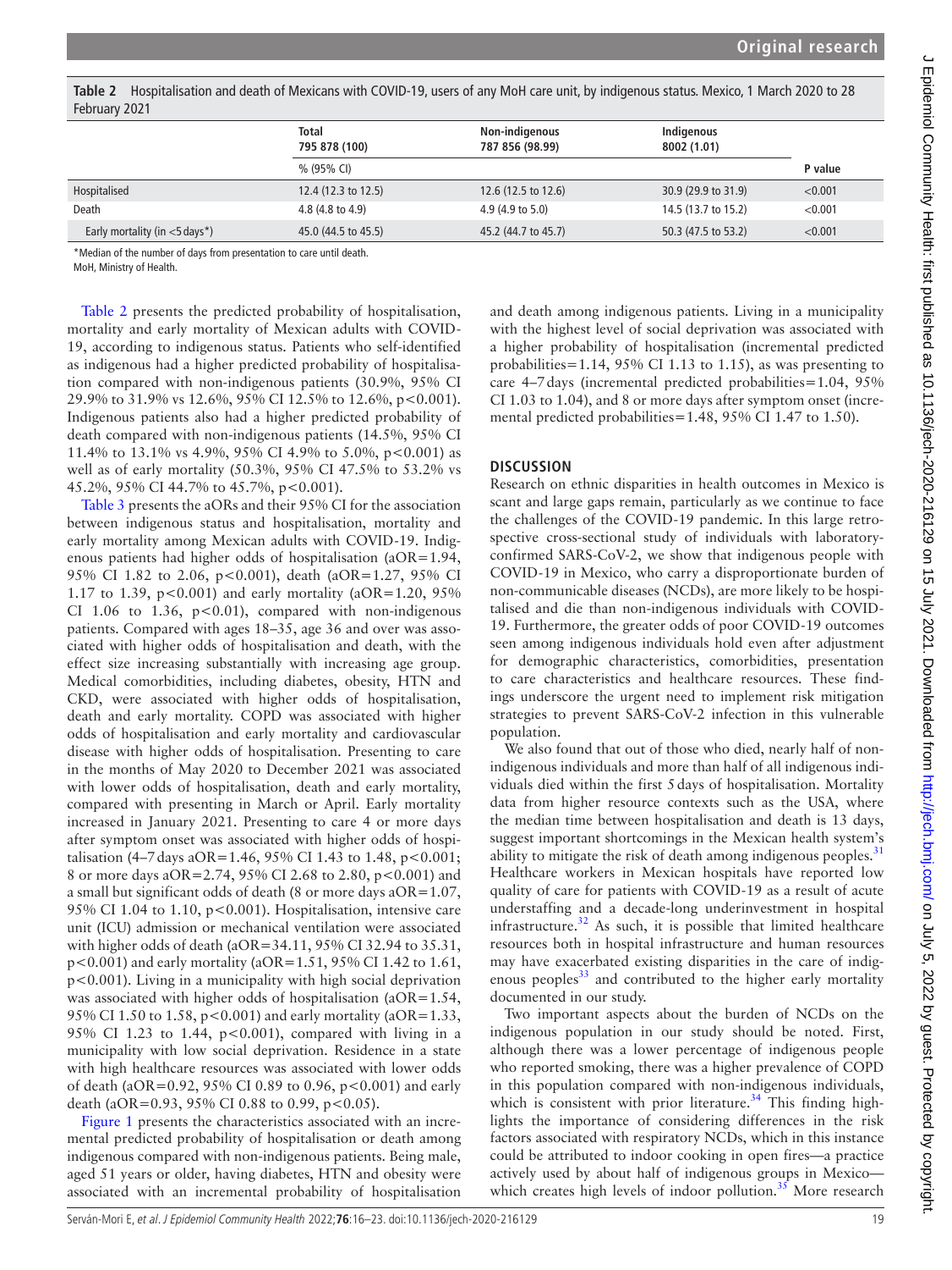**Table 2** Hospitalisation and death of Mexicans with COVID-19, users of any MoH care unit, by indigenous status. Mexico, 1 March 2020 to 28 February 2021

| | Total<br>795 878 (100) | Non-indigenous<br>787 856 (98.99) | Indigenous<br>8002 (1.01) | |
|---|---|---|---|---|
| | % (95% CI) | | | P value |
| Hospitalised | 12.4 (12.3 to 12.5) | 12.6 (12.5 to 12.6) | 30.9 (29.9 to 31.9) | <0.001 |
| Death | 4.8 (4.8 to 4.9) | 4.9 (4.9 to 5.0) | 14.5 (13.7 to 15.2) | <0.001 |
| Early mortality (in <5 days*) | 45.0 (44.5 to 45.5) | 45.2 (44.7 to 45.7) | 50.3 (47.5 to 53.2) | <0.001 |

*Median of the number of days from presentation to care until death.
MoH, Ministry of Health.

Table 2 presents the predicted probability of hospitalisation, mortality and early mortality of Mexican adults with COVID-19, according to indigenous status. Patients who self-identified as indigenous had a higher predicted probability of hospitalisation compared with non-indigenous patients (30.9%, 95% CI 29.9% to 31.9% vs 12.6%, 95% CI 12.5% to 12.6%, p<0.001). Indigenous patients also had a higher predicted probability of death compared with non-indigenous patients (14.5%, 95% CI 11.4% to 13.1% vs 4.9%, 95% CI 4.9% to 5.0%, p<0.001) as well as of early mortality (50.3%, 95% CI 47.5% to 53.2% vs 45.2%, 95% CI 44.7% to 45.7%, p<0.001).

Table 3 presents the aORs and their 95% CI for the association between indigenous status and hospitalisation, mortality and early mortality among Mexican adults with COVID-19. Indigenous patients had higher odds of hospitalisation (aOR=1.94, 95% CI 1.82 to 2.06, p<0.001), death (aOR=1.27, 95% CI 1.17 to 1.39, p<0.001) and early mortality (aOR=1.20, 95% CI 1.06 to 1.36, p<0.01), compared with non-indigenous patients. Compared with ages 18–35, age 36 and over was associated with higher odds of hospitalisation and death, with the effect size increasing substantially with increasing age group. Medical comorbidities, including diabetes, obesity, HTN and CKD, were associated with higher odds of hospitalisation, death and early mortality. COPD was associated with higher odds of hospitalisation and early mortality and cardiovascular disease with higher odds of hospitalisation. Presenting to care in the months of May 2020 to December 2021 was associated with lower odds of hospitalisation, death and early mortality, compared with presenting in March or April. Early mortality increased in January 2021. Presenting to care 4 or more days after symptom onset was associated with higher odds of hospitalisation (4–7 days aOR=1.46, 95% CI 1.43 to 1.48, p<0.001; 8 or more days aOR=2.74, 95% CI 2.68 to 2.80, p<0.001) and a small but significant odds of death (8 or more days aOR=1.07, 95% CI 1.04 to 1.10, p<0.001). Hospitalisation, intensive care unit (ICU) admission or mechanical ventilation were associated with higher odds of death (aOR=34.11, 95% CI 32.94 to 35.31, p<0.001) and early mortality (aOR=1.51, 95% CI 1.42 to 1.61, p<0.001). Living in a municipality with high social deprivation was associated with higher odds of hospitalisation (aOR=1.54, 95% CI 1.50 to 1.58, p<0.001) and early mortality (aOR=1.33, 95% CI 1.23 to 1.44, p<0.001), compared with living in a municipality with low social deprivation. Residence in a state with high healthcare resources was associated with lower odds of death (aOR=0.92, 95% CI 0.89 to 0.96, p<0.001) and early death (aOR=0.93, 95% CI 0.88 to 0.99, p<0.05).

Figure 1 presents the characteristics associated with an incremental predicted probability of hospitalisation or death among indigenous compared with non-indigenous patients. Being male, aged 51 years or older, having diabetes, HTN and obesity were associated with an incremental probability of hospitalisation and death among indigenous patients. Living in a municipality with the highest level of social deprivation was associated with a higher probability of hospitalisation (incremental predicted probabilities=1.14, 95% CI 1.13 to 1.15), as was presenting to care 4–7 days (incremental predicted probabilities=1.04, 95% CI 1.03 to 1.04), and 8 or more days after symptom onset (incremental predicted probabilities=1.48, 95% CI 1.47 to 1.50).

## DISCUSSION

Research on ethnic disparities in health outcomes in Mexico is scant and large gaps remain, particularly as we continue to face the challenges of the COVID-19 pandemic. In this large retrospective cross-sectional study of individuals with laboratory-confirmed SARS-CoV-2, we show that indigenous people with COVID-19 in Mexico, who carry a disproportionate burden of non-communicable diseases (NCDs), are more likely to be hospitalised and die than non-indigenous individuals with COVID-19. Furthermore, the greater odds of poor COVID-19 outcomes seen among indigenous individuals hold even after adjustment for demographic characteristics, comorbidities, presentation to care characteristics and healthcare resources. These findings underscore the urgent need to implement risk mitigation strategies to prevent SARS-CoV-2 infection in this vulnerable population.

We also found that out of those who died, nearly half of non-indigenous individuals and more than half of all indigenous individuals died within the first 5 days of hospitalisation. Mortality data from higher resource contexts such as the USA, where the median time between hospitalisation and death is 13 days, suggest important shortcomings in the Mexican health system's ability to mitigate the risk of death among indigenous peoples.[31] Healthcare workers in Mexican hospitals have reported low quality of care for patients with COVID-19 as a result of acute understaffing and a decade-long underinvestment in hospital infrastructure.[32] As such, it is possible that limited healthcare resources both in hospital infrastructure and human resources may have exacerbated existing disparities in the care of indigenous peoples[33] and contributed to the higher early mortality documented in our study.

Two important aspects about the burden of NCDs on the indigenous population in our study should be noted. First, although there was a lower percentage of indigenous people who reported smoking, there was a higher prevalence of COPD in this population compared with non-indigenous individuals, which is consistent with prior literature.[34] This finding highlights the importance of considering differences in the risk factors associated with respiratory NCDs, which in this instance could be attributed to indoor cooking in open fires—a practice actively used by about half of indigenous groups in Mexico—which creates high levels of indoor pollution.[35] More research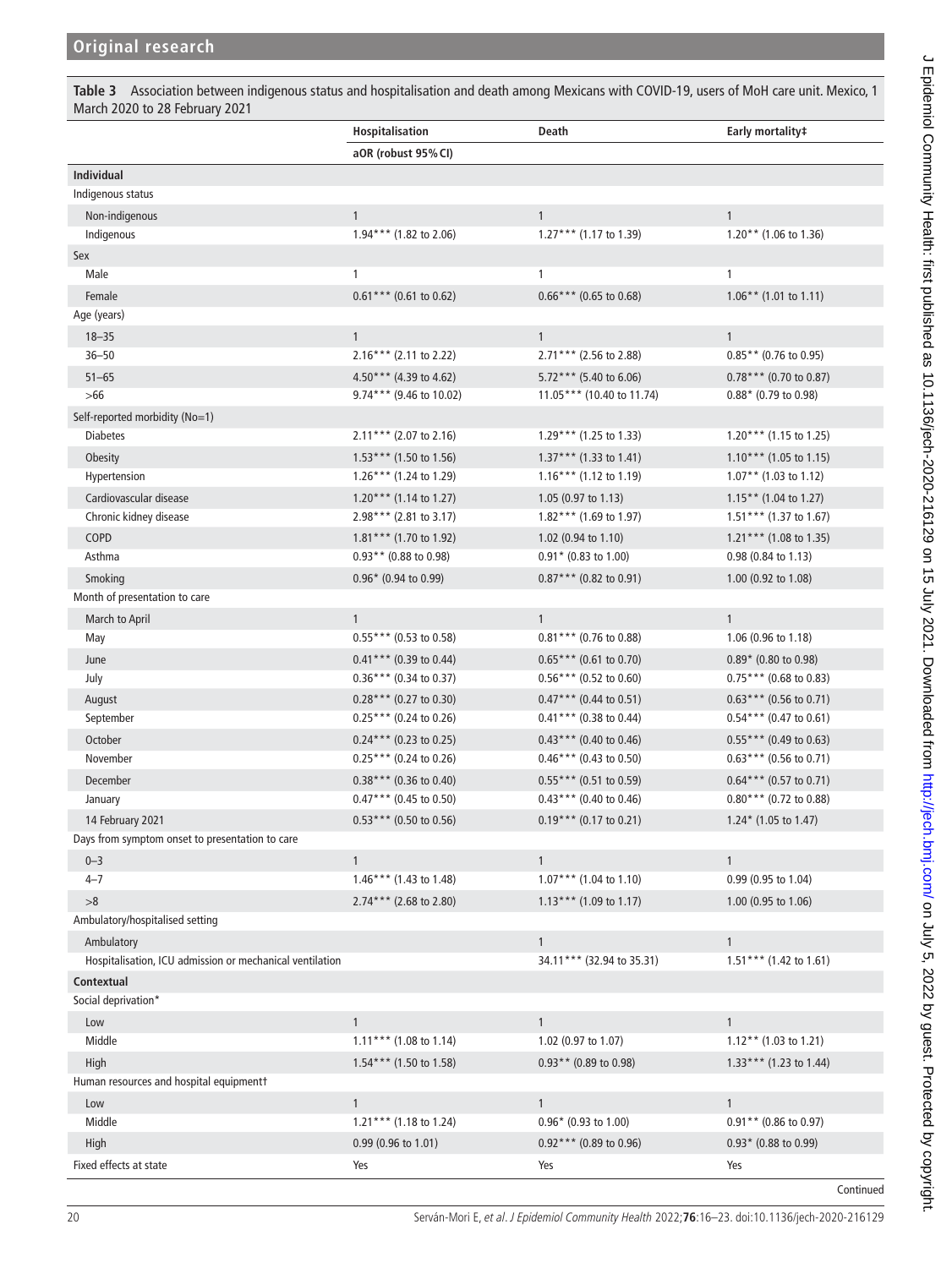**Table 3** Association between indigenous status and hospitalisation and death among Mexicans with COVID-19, users of MoH care unit. Mexico, 1 March 2020 to 28 February 2021

| | Hospitalisation | Death | Early mortality‡ |
|---|---|---|---|
| | aOR (robust 95% CI) | | |
| **Individual** | | | |
| Indigenous status | | | |
| Non-indigenous | 1 | 1 | 1 |
| Indigenous | 1.94*** (1.82 to 2.06) | 1.27*** (1.17 to 1.39) | 1.20** (1.06 to 1.36) |
| Sex | | | |
| Male | 1 | 1 | 1 |
| Female | 0.61*** (0.61 to 0.62) | 0.66*** (0.65 to 0.68) | 1.06** (1.01 to 1.11) |
| Age (years) | | | |
| 18–35 | 1 | 1 | 1 |
| 36–50 | 2.16*** (2.11 to 2.22) | 2.71*** (2.56 to 2.88) | 0.85** (0.76 to 0.95) |
| 51–65 | 4.50*** (4.39 to 4.62) | 5.72*** (5.40 to 6.06) | 0.78*** (0.70 to 0.87) |
| >66 | 9.74*** (9.46 to 10.02) | 11.05*** (10.40 to 11.74) | 0.88* (0.79 to 0.98) |
| Self-reported morbidity (No=1) | | | |
| Diabetes | 2.11*** (2.07 to 2.16) | 1.29*** (1.25 to 1.33) | 1.20*** (1.15 to 1.25) |
| Obesity | 1.53*** (1.50 to 1.56) | 1.37*** (1.33 to 1.41) | 1.10*** (1.05 to 1.15) |
| Hypertension | 1.26*** (1.24 to 1.29) | 1.16*** (1.12 to 1.19) | 1.07** (1.03 to 1.12) |
| Cardiovascular disease | 1.20*** (1.14 to 1.27) | 1.05 (0.97 to 1.13) | 1.15** (1.04 to 1.27) |
| Chronic kidney disease | 2.98*** (2.81 to 3.17) | 1.82*** (1.69 to 1.97) | 1.51*** (1.37 to 1.67) |
| COPD | 1.81*** (1.70 to 1.92) | 1.02 (0.94 to 1.10) | 1.21*** (1.08 to 1.35) |
| Asthma | 0.93** (0.88 to 0.98) | 0.91* (0.83 to 1.00) | 0.98 (0.84 to 1.13) |
| Smoking | 0.96* (0.94 to 0.99) | 0.87*** (0.82 to 0.91) | 1.00 (0.92 to 1.08) |
| Month of presentation to care | | | |
| March to April | 1 | 1 | 1 |
| May | 0.55*** (0.53 to 0.58) | 0.81*** (0.76 to 0.88) | 1.06 (0.96 to 1.18) |
| June | 0.41*** (0.39 to 0.44) | 0.65*** (0.61 to 0.70) | 0.89* (0.80 to 0.98) |
| July | 0.36*** (0.34 to 0.37) | 0.56*** (0.52 to 0.60) | 0.75*** (0.68 to 0.83) |
| August | 0.28*** (0.27 to 0.30) | 0.47*** (0.44 to 0.51) | 0.63*** (0.56 to 0.71) |
| September | 0.25*** (0.24 to 0.26) | 0.41*** (0.38 to 0.44) | 0.54*** (0.47 to 0.61) |
| October | 0.24*** (0.23 to 0.25) | 0.43*** (0.40 to 0.46) | 0.55*** (0.49 to 0.63) |
| November | 0.25*** (0.24 to 0.26) | 0.46*** (0.43 to 0.50) | 0.63*** (0.56 to 0.71) |
| December | 0.38*** (0.36 to 0.40) | 0.55*** (0.51 to 0.59) | 0.64*** (0.57 to 0.71) |
| January | 0.47*** (0.45 to 0.50) | 0.43*** (0.40 to 0.46) | 0.80*** (0.72 to 0.88) |
| 14 February 2021 | 0.53*** (0.50 to 0.56) | 0.19*** (0.17 to 0.21) | 1.24* (1.05 to 1.47) |
| Days from symptom onset to presentation to care | | | |
| 0–3 | 1 | 1 | 1 |
| 4–7 | 1.46*** (1.43 to 1.48) | 1.07*** (1.04 to 1.10) | 0.99 (0.95 to 1.04) |
| >8 | 2.74*** (2.68 to 2.80) | 1.13*** (1.09 to 1.17) | 1.00 (0.95 to 1.06) |
| Ambulatory/hospitalised setting | | | |
| Ambulatory | | 1 | 1 |
| Hospitalisation, ICU admission or mechanical ventilation | | 34.11*** (32.94 to 35.31) | 1.51*** (1.42 to 1.61) |
| **Contextual** | | | |
| Social deprivation* | | | |
| Low | 1 | 1 | 1 |
| Middle | 1.11*** (1.08 to 1.14) | 1.02 (0.97 to 1.07) | 1.12** (1.03 to 1.21) |
| High | 1.54*** (1.50 to 1.58) | 0.93** (0.89 to 0.98) | 1.33*** (1.23 to 1.44) |
| Human resources and hospital equipment† | | | |
| Low | 1 | 1 | 1 |
| Middle | 1.21*** (1.18 to 1.24) | 0.96* (0.93 to 1.00) | 0.91** (0.86 to 0.97) |
| High | 0.99 (0.96 to 1.01) | 0.92*** (0.89 to 0.96) | 0.93* (0.88 to 0.99) |
| Fixed effects at state | Yes | Yes | Yes |

Continued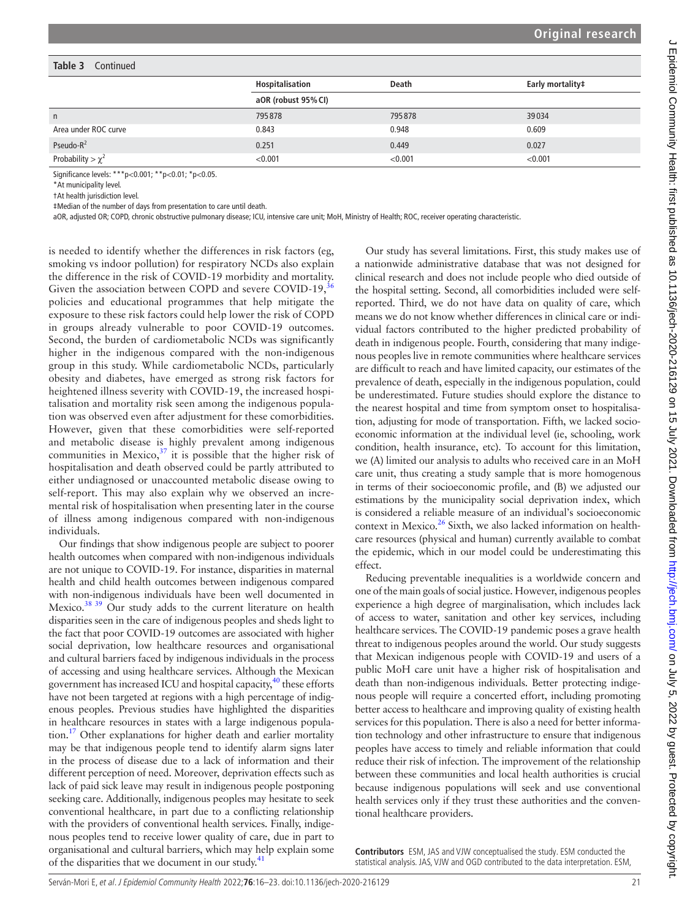**Table 3** Continued

| | Hospitalisation | Death | Early mortality‡ |
|---|---|---|---|
| | aOR (robust 95% CI) | | |
| n | 795878 | 795878 | 39034 |
| Area under ROC curve | 0.843 | 0.948 | 0.609 |
| Pseudo-$R^2$ | 0.251 | 0.449 | 0.027 |
| Probability > $\chi^2$ | <0.001 | <0.001 | <0.001 |

Significance levels: ***p<0.001; **p<0.01; *p<0.05.

*At municipality level.

†At health jurisdiction level.

‡Median of the number of days from presentation to care until death.

aOR, adjusted OR; COPD, chronic obstructive pulmonary disease; ICU, intensive care unit; MoH, Ministry of Health; ROC, receiver operating characteristic.

is needed to identify whether the differences in risk factors (eg, smoking vs indoor pollution) for respiratory NCDs also explain the difference in the risk of COVID-19 morbidity and mortality. Given the association between COPD and severe COVID-19,[36] policies and educational programmes that help mitigate the exposure to these risk factors could help lower the risk of COPD in groups already vulnerable to poor COVID-19 outcomes. Second, the burden of cardiometabolic NCDs was significantly higher in the indigenous compared with the non-indigenous group in this study. While cardiometabolic NCDs, particularly obesity and diabetes, have emerged as strong risk factors for heightened illness severity with COVID-19, the increased hospitalisation and mortality risk seen among the indigenous population was observed even after adjustment for these comorbidities. However, given that these comorbidities were self-reported and metabolic disease is highly prevalent among indigenous communities in Mexico,[37] it is possible that the higher risk of hospitalisation and death observed could be partly attributed to either undiagnosed or unaccounted metabolic disease owing to self-report. This may also explain why we observed an incremental risk of hospitalisation when presenting later in the course of illness among indigenous compared with non-indigenous individuals.

Our findings that show indigenous people are subject to poorer health outcomes when compared with non-indigenous individuals are not unique to COVID-19. For instance, disparities in maternal health and child health outcomes between indigenous compared with non-indigenous individuals have been well documented in Mexico.[38 39] Our study adds to the current literature on health disparities seen in the care of indigenous peoples and sheds light to the fact that poor COVID-19 outcomes are associated with higher social deprivation, low healthcare resources and organisational and cultural barriers faced by indigenous individuals in the process of accessing and using healthcare services. Although the Mexican government has increased ICU and hospital capacity,[40] these efforts have not been targeted at regions with a high percentage of indigenous peoples. Previous studies have highlighted the disparities in healthcare resources in states with a large indigenous population.[17] Other explanations for higher death and earlier mortality may be that indigenous people tend to identify alarm signs later in the process of disease due to a lack of information and their different perception of need. Moreover, deprivation effects such as lack of paid sick leave may result in indigenous people postponing seeking care. Additionally, indigenous peoples may hesitate to seek conventional healthcare, in part due to a conflicting relationship with the providers of conventional health services. Finally, indigenous peoples tend to receive lower quality of care, due in part to organisational and cultural barriers, which may help explain some of the disparities that we document in our study.[41]

Our study has several limitations. First, this study makes use of a nationwide administrative database that was not designed for clinical research and does not include people who died outside of the hospital setting. Second, all comorbidities included were self-reported. Third, we do not have data on quality of care, which means we do not know whether differences in clinical care or individual factors contributed to the higher predicted probability of death in indigenous people. Fourth, considering that many indigenous peoples live in remote communities where healthcare services are difficult to reach and have limited capacity, our estimates of the prevalence of death, especially in the indigenous population, could be underestimated. Future studies should explore the distance to the nearest hospital and time from symptom onset to hospitalisation, adjusting for mode of transportation. Fifth, we lacked socioeconomic information at the individual level (ie, schooling, work condition, health insurance, etc). To account for this limitation, we (A) limited our analysis to adults who received care in an MoH care unit, thus creating a study sample that is more homogenous in terms of their socioeconomic profile, and (B) we adjusted our estimations by the municipality social deprivation index, which is considered a reliable measure of an individual's socioeconomic context in Mexico.[26] Sixth, we also lacked information on healthcare resources (physical and human) currently available to combat the epidemic, which in our model could be underestimating this effect.

Reducing preventable inequalities is a worldwide concern and one of the main goals of social justice. However, indigenous peoples experience a high degree of marginalisation, which includes lack of access to water, sanitation and other key services, including healthcare services. The COVID-19 pandemic poses a grave health threat to indigenous peoples around the world. Our study suggests that Mexican indigenous people with COVID-19 and users of a public MoH care unit have a higher risk of hospitalisation and death than non-indigenous individuals. Better protecting indigenous people will require a concerted effort, including promoting better access to healthcare and improving quality of existing health services for this population. There is also a need for better information technology and other infrastructure to ensure that indigenous peoples have access to timely and reliable information that could reduce their risk of infection. The improvement of the relationship between these communities and local health authorities is crucial because indigenous populations will seek and use conventional health services only if they trust these authorities and the conventional healthcare providers.

**Contributors** ESM, JAS and VJW conceptualised the study. ESM conducted the statistical analysis. JAS, VJW and OGD contributed to the data interpretation. ESM,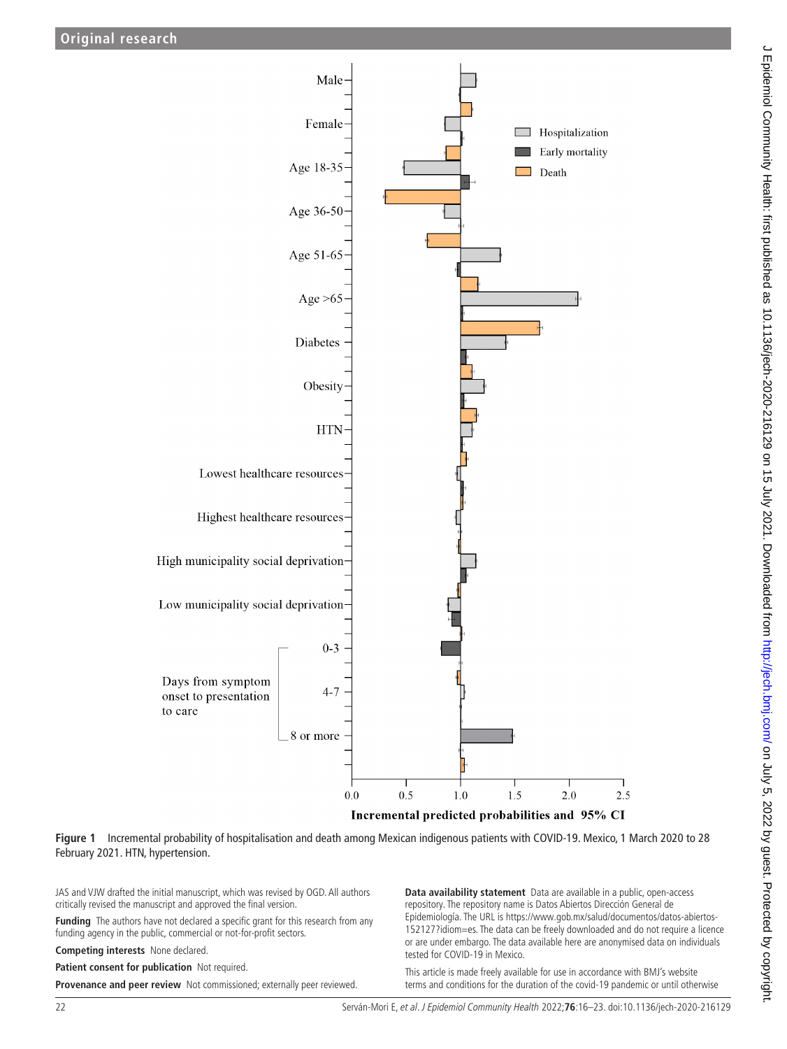Figure 1 Incremental probability of hospitalisation and death among Mexican indigenous patients with COVID-19. Mexico, 1 March 2020 to 28 February 2021. HTN, hypertension.

JAS and VJW drafted the initial manuscript, which was revised by OGD. All authors critically revised the manuscript and approved the final version.

**Funding** The authors have not declared a specific grant for this research from any funding agency in the public, commercial or not-for-profit sectors.

**Competing interests** None declared.

**Patient consent for publication** Not required.

**Provenance and peer review** Not commissioned; externally peer reviewed.

**Data availability statement** Data are available in a public, open-access repository. The repository name is Datos Abiertos Dirección General de Epidemiología. The URL is https://www.gob.mx/salud/documentos/datos-abiertos-152127?idiom=es. The data can be freely downloaded and do not require a licence or are under embargo. The data available here are anonymised data on individuals tested for COVID-19 in Mexico.

This article is made freely available for use in accordance with BMJ's website terms and conditions for the duration of the covid-19 pandemic or until otherwise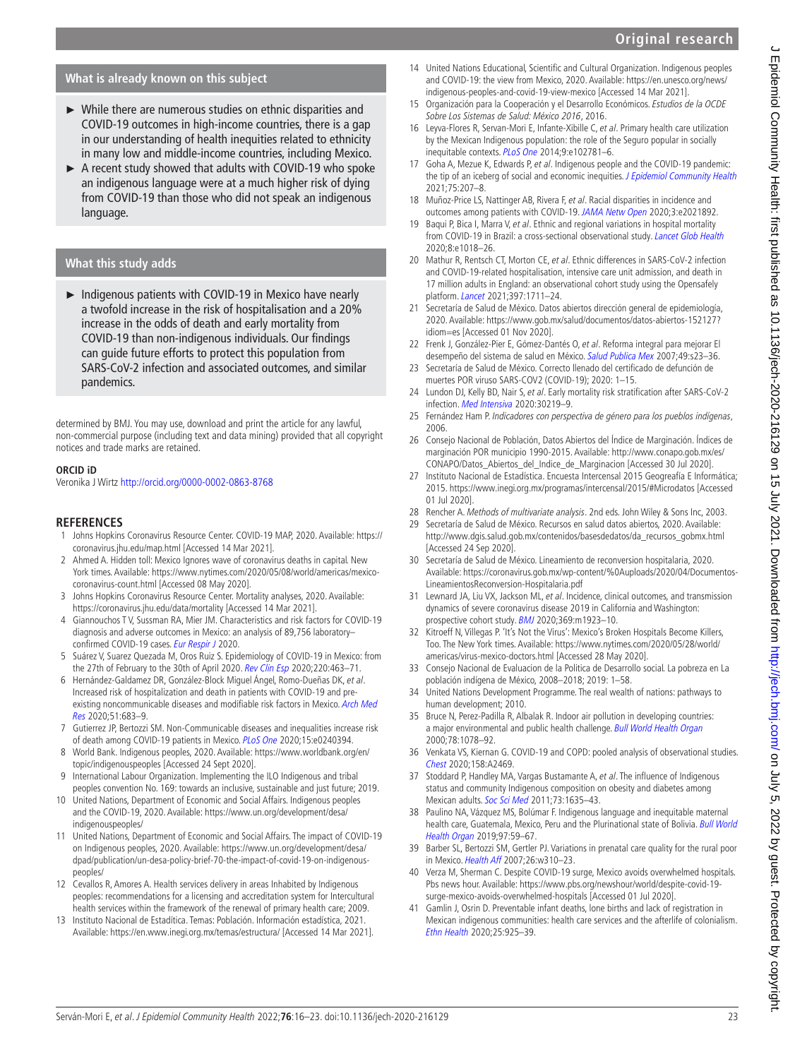## What is already known on this subject

- While there are numerous studies on ethnic disparities and COVID-19 outcomes in high-income countries, there is a gap in our understanding of health inequities related to ethnicity in many low and middle-income countries, including Mexico.
- A recent study showed that adults with COVID-19 who spoke an indigenous language were at a much higher risk of dying from COVID-19 than those who did not speak an indigenous language.

## What this study adds

- Indigenous patients with COVID-19 in Mexico have nearly a twofold increase in the risk of hospitalisation and a 20% increase in the odds of death and early mortality from COVID-19 than non-indigenous individuals. Our findings can guide future efforts to protect this population from SARS-CoV-2 infection and associated outcomes, and similar pandemics.

determined by BMJ. You may use, download and print the article for any lawful, non-commercial purpose (including text and data mining) provided that all copyright notices and trade marks are retained.

**ORCID iD**

Veronika J Wirtz http://orcid.org/0000-0002-0863-8768

## REFERENCES

1. Johns Hopkins Coronavirus Resource Center. COVID-19 MAP, 2020. Available: https://coronavirus.jhu.edu/map.html [Accessed 14 Mar 2021].
2. Ahmed A. Hidden toll: Mexico Ignores wave of coronavirus deaths in capital. New York times. Available: https://www.nytimes.com/2020/05/08/world/americas/mexico-coronavirus-count.html [Accessed 08 May 2020].
3. Johns Hopkins Coronavirus Resource Center. Mortality analyses, 2020. Available: https://coronavirus.jhu.edu/data/mortality [Accessed 14 Mar 2021].
4. Giannouchos T V, Sussman RA, Mier JM. Characteristics and risk factors for COVID-19 diagnosis and adverse outcomes in Mexico: an analysis of 89,756 laboratory–confirmed COVID-19 cases. *Eur Respir J* 2020.
5. Suárez V, Suarez Quezada M, Oros Ruiz S. Epidemiology of COVID-19 in Mexico: from the 27th of February to the 30th of April 2020. *Rev Clin Esp* 2020;220:463–71.
6. Hernández-Galdamez DR, González-Block Miguel Ángel, Romo-Dueñas DK, *et al*. Increased risk of hospitalization and death in patients with COVID-19 and pre-existing noncommunicable diseases and modifiable risk factors in Mexico. *Arch Med Res* 2020;51:683–9.
7. Gutierrez JP, Bertozzi SM. Non-Communicable diseases and inequalities increase risk of death among COVID-19 patients in Mexico. *PLoS One* 2020;15:e0240394.
8. World Bank. Indigenous peoples, 2020. Available: https://www.worldbank.org/en/topic/indigenouspeoples [Accessed 24 Sept 2020].
9. International Labour Organization. Implementing the ILO Indigenous and tribal peoples convention No. 169: towards an inclusive, sustainable and just future; 2019.
10. United Nations, Department of Economic and Social Affairs. Indigenous peoples and the COVID-19, 2020. Available: https://www.un.org/development/desa/indigenouspeoples/
11. United Nations, Department of Economic and Social Affairs. The impact of COVID-19 on Indigenous peoples, 2020. Available: https://www.un.org/development/desa/dpad/publication/un-desa-policy-brief-70-the-impact-of-covid-19-on-indigenous-peoples/
12. Cevallos R, Amores A. Health services delivery in areas Inhabited by Indigenous peoples: recommendations for a licensing and accreditation system for Intercultural health services within the framework of the renewal of primary health care; 2009.
13. Instituto Nacional de Estadística. Temas: Población. Información estadística, 2021. Available: https://en.www.inegi.org.mx/temas/estructura/ [Accessed 14 Mar 2021].
14. United Nations Educational, Scientific and Cultural Organization. Indigenous peoples and COVID-19: the view from Mexico, 2020. Available: https://en.unesco.org/news/indigenous-peoples-and-covid-19-view-mexico [Accessed 14 Mar 2021].
15. Organización para la Cooperación y el Desarrollo Económicos. *Estudios de la OCDE Sobre Los Sistemas de Salud: México 2016*, 2016.
16. Leyva-Flores R, Servan-Mori E, Infante-Xibille C, *et al*. Primary health care utilization by the Mexican Indigenous population: the role of the Seguro popular in socially inequitable contexts. *PLoS One* 2014;9:e102781–6.
17. Goha A, Mezue K, Edwards P, *et al*. Indigenous people and the COVID-19 pandemic: the tip of an iceberg of social and economic inequities. *J Epidemiol Community Health* 2021;75:207–8.
18. Muñoz-Price LS, Nattinger AB, Rivera F, *et al*. Racial disparities in incidence and outcomes among patients with COVID-19. *JAMA Netw Open* 2020;3:e2021892.
19. Baqui P, Bica I, Marra V, *et al*. Ethnic and regional variations in hospital mortality from COVID-19 in Brazil: a cross-sectional observational study. *Lancet Glob Health* 2020;8:e1018–26.
20. Mathur R, Rentsch CT, Morton CE, *et al*. Ethnic differences in SARS-CoV-2 infection and COVID-19-related hospitalisation, intensive care unit admission, and death in 17 million adults in England: an observational cohort study using the Opensafely platform. *Lancet* 2021;397:1711–24.
21. Secretaría de Salud de México. Datos abiertos dirección general de epidemiología, 2020. Available: https://www.gob.mx/salud/documentos/datos-abiertos-152127?idiom=es [Accessed 01 Nov 2020].
22. Frenk J, González-Pier E, Gómez-Dantés O, *et al*. Reforma integral para mejorar El desempeño del sistema de salud en México. *Salud Publica Mex* 2007;49:s23–36.
23. Secretaría de Salud de México. Correcto llenado del certificado de defunción de muertes POR viruso SARS-COV2 (COVID-19); 2020: 1–15.
24. Lundon DJ, Kelly BD, Nair S, *et al*. Early mortality risk stratification after SARS-CoV-2 infection. *Med Intensiva* 2020:30219–9.
25. Fernández Ham P. *Indicadores con perspectiva de género para los pueblos indígenas*, 2006.
26. Consejo Nacional de Población, Datos Abiertos del Índice de Marginación. Índices de marginación POR municipio 1990-2015. Available: http://www.conapo.gob.mx/es/CONAPO/Datos_Abiertos_del_Indice_de_Marginacion [Accessed 30 Jul 2020].
27. Instituto Nacional de Estadística. Encuesta Intercensal 2015 Geografía E Informática; 2015. https://www.inegi.org.mx/programas/intercensal/2015/#Microdatos [Accessed 01 Jul 2020].
28. Rencher A. *Methods of multivariate analysis*. 2nd eds. John Wiley & Sons Inc, 2003.
29. Secretaría de Salud de México. Recursos en salud datos abiertos, 2020. Available: http://www.dgis.salud.gob.mx/contenidos/basesdedatos/da_recursos_gobmx.html [Accessed 24 Sep 2020].
30. Secretaría de Salud de México. Lineamiento de reconversion hospitalaria, 2020. Available: https://coronavirus.gob.mx/wp-content/%0Auploads/2020/04/Documentos-LineamientosReconversion-Hospitalaria.pdf
31. Lewnard JA, Liu VX, Jackson ML, *et al*. Incidence, clinical outcomes, and transmission dynamics of severe coronavirus disease 2019 in California and Washington: prospective cohort study. *BMJ* 2020;369:m1923–10.
32. Kitroeff N, Villegas P. 'It's Not the Virus': Mexico's Broken Hospitals Become Killers, Too. The New York times. Available: https://www.nytimes.com/2020/05/28/world/americas/virus-mexico-doctors.html [Accessed 28 May 2020].
33. Consejo Nacional de Evaluacion de la Politica de Desarrollo social. La pobreza en La población indígena de México, 2008–2018; 2019: 1–58.
34. United Nations Development Programme. The real wealth of nations: pathways to human development; 2010.
35. Bruce N, Perez-Padilla R, Albalak R. Indoor air pollution in developing countries: a major environmental and public health challenge. *Bull World Health Organ* 2000;78:1078–92.
36. Venkata VS, Kiernan G. COVID-19 and COPD: pooled analysis of observational studies. *Chest* 2020;158:A2469.
37. Stoddard P, Handley MA, Vargas Bustamante A, *et al*. The influence of Indigenous status and community Indigenous composition on obesity and diabetes among Mexican adults. *Soc Sci Med* 2011;73:1635–43.
38. Paulino NA, Vázquez MS, Bolúmar F. Indigenous language and inequitable maternal health care, Guatemala, Mexico, Peru and the Plurinational state of Bolivia. *Bull World Health Organ* 2019;97:59–67.
39. Barber SL, Bertozzi SM, Gertler PJ. Variations in prenatal care quality for the rural poor in Mexico. *Health Aff* 2007;26:w310–23.
40. Verza M, Sherman C. Despite COVID-19 surge, Mexico avoids overwhelmed hospitals. Pbs news hour. Available: https://www.pbs.org/newshour/world/despite-covid-19-surge-mexico-avoids-overwhelmed-hospitals [Accessed 01 Jul 2020].
41. Gamlin J, Osrin D. Preventable infant deaths, lone births and lack of registration in Mexican indigenous communities: health care services and the afterlife of colonialism. *Ethn Health* 2020;25:925–39.